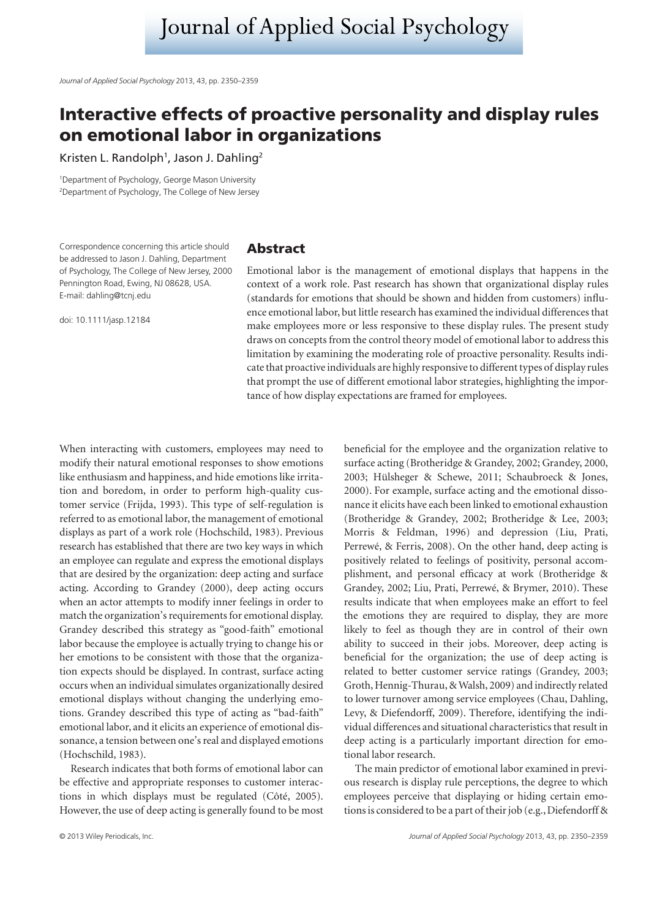# Interactive effects of proactive personality and display rules on emotional labor in organizations

Kristen L. Randolph[1], Jason J. Dahling[2]

[1]Department of Psychology, George Mason University
[2]Department of Psychology, The College of New Jersey

Correspondence concerning this article should be addressed to Jason J. Dahling, Department of Psychology, The College of New Jersey, 2000 Pennington Road, Ewing, NJ 08628, USA. E-mail: dahling@tcnj.edu

doi: 10.1111/jasp.12184

## Abstract

Emotional labor is the management of emotional displays that happens in the context of a work role. Past research has shown that organizational display rules (standards for emotions that should be shown and hidden from customers) influence emotional labor, but little research has examined the individual differences that make employees more or less responsive to these display rules. The present study draws on concepts from the control theory model of emotional labor to address this limitation by examining the moderating role of proactive personality. Results indicate that proactive individuals are highly responsive to different types of display rules that prompt the use of different emotional labor strategies, highlighting the importance of how display expectations are framed for employees.

When interacting with customers, employees may need to modify their natural emotional responses to show emotions like enthusiasm and happiness, and hide emotions like irritation and boredom, in order to perform high-quality customer service (Frijda, 1993). This type of self-regulation is referred to as emotional labor, the management of emotional displays as part of a work role (Hochschild, 1983). Previous research has established that there are two key ways in which an employee can regulate and express the emotional displays that are desired by the organization: deep acting and surface acting. According to Grandey (2000), deep acting occurs when an actor attempts to modify inner feelings in order to match the organization's requirements for emotional display. Grandey described this strategy as "good-faith" emotional labor because the employee is actually trying to change his or her emotions to be consistent with those that the organization expects should be displayed. In contrast, surface acting occurs when an individual simulates organizationally desired emotional displays without changing the underlying emotions. Grandey described this type of acting as "bad-faith" emotional labor, and it elicits an experience of emotional dissonance, a tension between one's real and displayed emotions (Hochschild, 1983).

Research indicates that both forms of emotional labor can be effective and appropriate responses to customer interactions in which displays must be regulated (Côté, 2005). However, the use of deep acting is generally found to be most beneficial for the employee and the organization relative to surface acting (Brotheridge & Grandey, 2002; Grandey, 2000, 2003; Hülsheger & Schewe, 2011; Schaubroeck & Jones, 2000). For example, surface acting and the emotional dissonance it elicits have each been linked to emotional exhaustion (Brotheridge & Grandey, 2002; Brotheridge & Lee, 2003; Morris & Feldman, 1996) and depression (Liu, Prati, Perrewé, & Ferris, 2008). On the other hand, deep acting is positively related to feelings of positivity, personal accomplishment, and personal efficacy at work (Brotheridge & Grandey, 2002; Liu, Prati, Perrewé, & Brymer, 2010). These results indicate that when employees make an effort to feel the emotions they are required to display, they are more likely to feel as though they are in control of their own ability to succeed in their jobs. Moreover, deep acting is beneficial for the organization; the use of deep acting is related to better customer service ratings (Grandey, 2003; Groth, Hennig-Thurau, & Walsh, 2009) and indirectly related to lower turnover among service employees (Chau, Dahling, Levy, & Diefendorff, 2009). Therefore, identifying the individual differences and situational characteristics that result in deep acting is a particularly important direction for emotional labor research.

The main predictor of emotional labor examined in previous research is display rule perceptions, the degree to which employees perceive that displaying or hiding certain emotions is considered to be a part of their job (e.g., Diefendorff &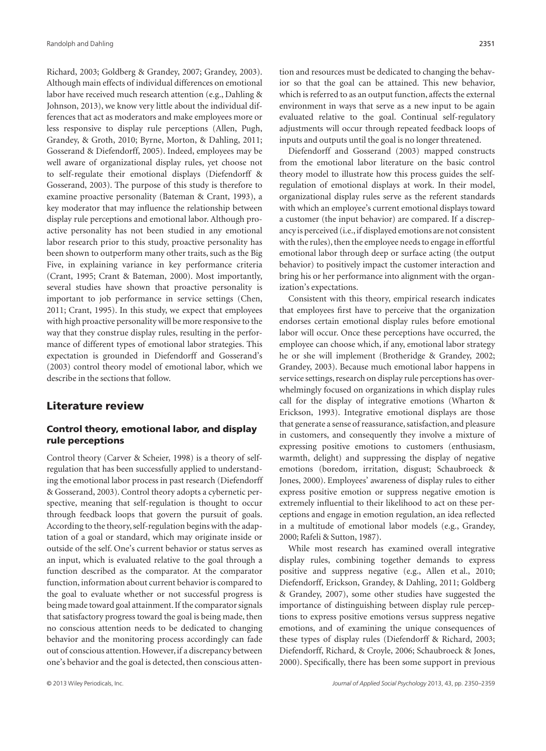Richard, 2003; Goldberg & Grandey, 2007; Grandey, 2003). Although main effects of individual differences on emotional labor have received much research attention (e.g., Dahling & Johnson, 2013), we know very little about the individual differences that act as moderators and make employees more or less responsive to display rule perceptions (Allen, Pugh, Grandey, & Groth, 2010; Byrne, Morton, & Dahling, 2011; Gosserand & Diefendorff, 2005). Indeed, employees may be well aware of organizational display rules, yet choose not to self-regulate their emotional displays (Diefendorff & Gosserand, 2003). The purpose of this study is therefore to examine proactive personality (Bateman & Crant, 1993), a key moderator that may influence the relationship between display rule perceptions and emotional labor. Although proactive personality has not been studied in any emotional labor research prior to this study, proactive personality has been shown to outperform many other traits, such as the Big Five, in explaining variance in key performance criteria (Crant, 1995; Crant & Bateman, 2000). Most importantly, several studies have shown that proactive personality is important to job performance in service settings (Chen, 2011; Crant, 1995). In this study, we expect that employees with high proactive personality will be more responsive to the way that they construe display rules, resulting in the performance of different types of emotional labor strategies. This expectation is grounded in Diefendorff and Gosserand's (2003) control theory model of emotional labor, which we describe in the sections that follow.

## Literature review

### Control theory, emotional labor, and display rule perceptions

Control theory (Carver & Scheier, 1998) is a theory of self-regulation that has been successfully applied to understanding the emotional labor process in past research (Diefendorff & Gosserand, 2003). Control theory adopts a cybernetic perspective, meaning that self-regulation is thought to occur through feedback loops that govern the pursuit of goals. According to the theory, self-regulation begins with the adaptation of a goal or standard, which may originate inside or outside of the self. One's current behavior or status serves as an input, which is evaluated relative to the goal through a function described as the comparator. At the comparator function, information about current behavior is compared to the goal to evaluate whether or not successful progress is being made toward goal attainment. If the comparator signals that satisfactory progress toward the goal is being made, then no conscious attention needs to be dedicated to changing behavior and the monitoring process accordingly can fade out of conscious attention. However, if a discrepancy between one's behavior and the goal is detected, then conscious attention and resources must be dedicated to changing the behavior so that the goal can be attained. This new behavior, which is referred to as an output function, affects the external environment in ways that serve as a new input to be again evaluated relative to the goal. Continual self-regulatory adjustments will occur through repeated feedback loops of inputs and outputs until the goal is no longer threatened.

Diefendorff and Gosserand (2003) mapped constructs from the emotional labor literature on the basic control theory model to illustrate how this process guides the self-regulation of emotional displays at work. In their model, organizational display rules serve as the referent standards with which an employee's current emotional displays toward a customer (the input behavior) are compared. If a discrepancy is perceived (i.e., if displayed emotions are not consistent with the rules), then the employee needs to engage in effortful emotional labor through deep or surface acting (the output behavior) to positively impact the customer interaction and bring his or her performance into alignment with the organization's expectations.

Consistent with this theory, empirical research indicates that employees first have to perceive that the organization endorses certain emotional display rules before emotional labor will occur. Once these perceptions have occurred, the employee can choose which, if any, emotional labor strategy he or she will implement (Brotheridge & Grandey, 2002; Grandey, 2003). Because much emotional labor happens in service settings, research on display rule perceptions has overwhelmingly focused on organizations in which display rules call for the display of integrative emotions (Wharton & Erickson, 1993). Integrative emotional displays are those that generate a sense of reassurance, satisfaction, and pleasure in customers, and consequently they involve a mixture of expressing positive emotions to customers (enthusiasm, warmth, delight) and suppressing the display of negative emotions (boredom, irritation, disgust; Schaubroeck & Jones, 2000). Employees' awareness of display rules to either express positive emotion or suppress negative emotion is extremely influential to their likelihood to act on these perceptions and engage in emotion regulation, an idea reflected in a multitude of emotional labor models (e.g., Grandey, 2000; Rafeli & Sutton, 1987).

While most research has examined overall integrative display rules, combining together demands to express positive and suppress negative (e.g., Allen et al., 2010; Diefendorff, Erickson, Grandey, & Dahling, 2011; Goldberg & Grandey, 2007), some other studies have suggested the importance of distinguishing between display rule perceptions to express positive emotions versus suppress negative emotions, and of examining the unique consequences of these types of display rules (Diefendorff & Richard, 2003; Diefendorff, Richard, & Croyle, 2006; Schaubroeck & Jones, 2000). Specifically, there has been some support in previous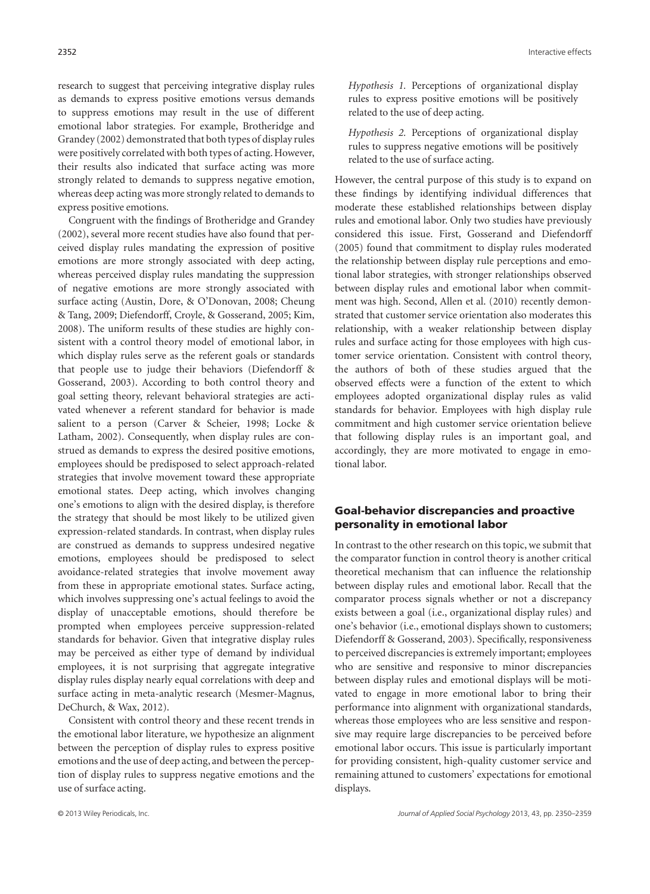research to suggest that perceiving integrative display rules as demands to express positive emotions versus demands to suppress emotions may result in the use of different emotional labor strategies. For example, Brotheridge and Grandey (2002) demonstrated that both types of display rules were positively correlated with both types of acting. However, their results also indicated that surface acting was more strongly related to demands to suppress negative emotion, whereas deep acting was more strongly related to demands to express positive emotions.

Congruent with the findings of Brotheridge and Grandey (2002), several more recent studies have also found that perceived display rules mandating the expression of positive emotions are more strongly associated with deep acting, whereas perceived display rules mandating the suppression of negative emotions are more strongly associated with surface acting (Austin, Dore, & O'Donovan, 2008; Cheung & Tang, 2009; Diefendorff, Croyle, & Gosserand, 2005; Kim, 2008). The uniform results of these studies are highly consistent with a control theory model of emotional labor, in which display rules serve as the referent goals or standards that people use to judge their behaviors (Diefendorff & Gosserand, 2003). According to both control theory and goal setting theory, relevant behavioral strategies are activated whenever a referent standard for behavior is made salient to a person (Carver & Scheier, 1998; Locke & Latham, 2002). Consequently, when display rules are construed as demands to express the desired positive emotions, employees should be predisposed to select approach-related strategies that involve movement toward these appropriate emotional states. Deep acting, which involves changing one's emotions to align with the desired display, is therefore the strategy that should be most likely to be utilized given expression-related standards. In contrast, when display rules are construed as demands to suppress undesired negative emotions, employees should be predisposed to select avoidance-related strategies that involve movement away from these in appropriate emotional states. Surface acting, which involves suppressing one's actual feelings to avoid the display of unacceptable emotions, should therefore be prompted when employees perceive suppression-related standards for behavior. Given that integrative display rules may be perceived as either type of demand by individual employees, it is not surprising that aggregate integrative display rules display nearly equal correlations with deep and surface acting in meta-analytic research (Mesmer-Magnus, DeChurch, & Wax, 2012).

Consistent with control theory and these recent trends in the emotional labor literature, we hypothesize an alignment between the perception of display rules to express positive emotions and the use of deep acting, and between the perception of display rules to suppress negative emotions and the use of surface acting.

*Hypothesis 1.* Perceptions of organizational display rules to express positive emotions will be positively related to the use of deep acting.

*Hypothesis 2.* Perceptions of organizational display rules to suppress negative emotions will be positively related to the use of surface acting.

However, the central purpose of this study is to expand on these findings by identifying individual differences that moderate these established relationships between display rules and emotional labor. Only two studies have previously considered this issue. First, Gosserand and Diefendorff (2005) found that commitment to display rules moderated the relationship between display rule perceptions and emotional labor strategies, with stronger relationships observed between display rules and emotional labor when commitment was high. Second, Allen et al. (2010) recently demonstrated that customer service orientation also moderates this relationship, with a weaker relationship between display rules and surface acting for those employees with high customer service orientation. Consistent with control theory, the authors of both of these studies argued that the observed effects were a function of the extent to which employees adopted organizational display rules as valid standards for behavior. Employees with high display rule commitment and high customer service orientation believe that following display rules is an important goal, and accordingly, they are more motivated to engage in emotional labor.

## Goal-behavior discrepancies and proactive personality in emotional labor

In contrast to the other research on this topic, we submit that the comparator function in control theory is another critical theoretical mechanism that can influence the relationship between display rules and emotional labor. Recall that the comparator process signals whether or not a discrepancy exists between a goal (i.e., organizational display rules) and one's behavior (i.e., emotional displays shown to customers; Diefendorff & Gosserand, 2003). Specifically, responsiveness to perceived discrepancies is extremely important; employees who are sensitive and responsive to minor discrepancies between display rules and emotional displays will be motivated to engage in more emotional labor to bring their performance into alignment with organizational standards, whereas those employees who are less sensitive and responsive may require large discrepancies to be perceived before emotional labor occurs. This issue is particularly important for providing consistent, high-quality customer service and remaining attuned to customers' expectations for emotional displays.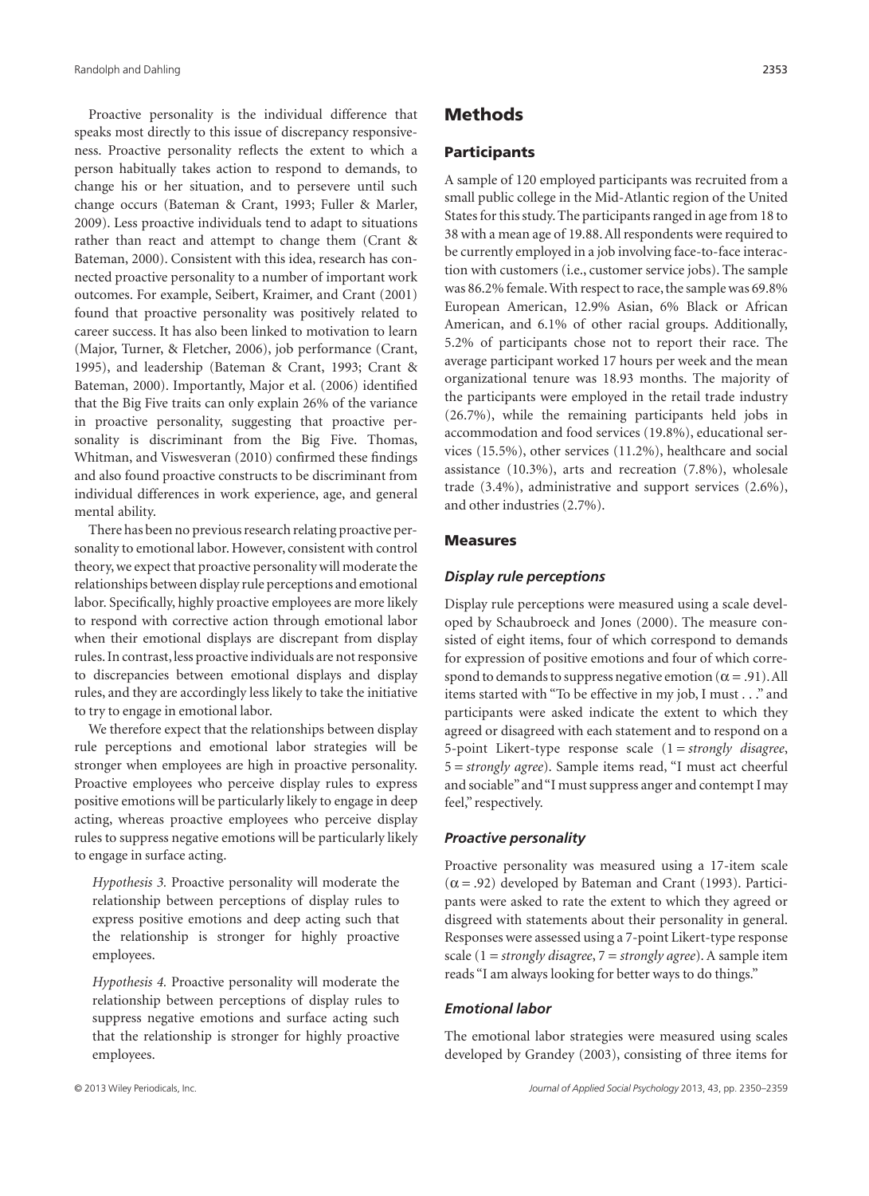Proactive personality is the individual difference that speaks most directly to this issue of discrepancy responsiveness. Proactive personality reflects the extent to which a person habitually takes action to respond to demands, to change his or her situation, and to persevere until such change occurs (Bateman & Crant, 1993; Fuller & Marler, 2009). Less proactive individuals tend to adapt to situations rather than react and attempt to change them (Crant & Bateman, 2000). Consistent with this idea, research has connected proactive personality to a number of important work outcomes. For example, Seibert, Kraimer, and Crant (2001) found that proactive personality was positively related to career success. It has also been linked to motivation to learn (Major, Turner, & Fletcher, 2006), job performance (Crant, 1995), and leadership (Bateman & Crant, 1993; Crant & Bateman, 2000). Importantly, Major et al. (2006) identified that the Big Five traits can only explain 26% of the variance in proactive personality, suggesting that proactive personality is discriminant from the Big Five. Thomas, Whitman, and Viswesveran (2010) confirmed these findings and also found proactive constructs to be discriminant from individual differences in work experience, age, and general mental ability.

There has been no previous research relating proactive personality to emotional labor. However, consistent with control theory, we expect that proactive personality will moderate the relationships between display rule perceptions and emotional labor. Specifically, highly proactive employees are more likely to respond with corrective action through emotional labor when their emotional displays are discrepant from display rules. In contrast, less proactive individuals are not responsive to discrepancies between emotional displays and display rules, and they are accordingly less likely to take the initiative to try to engage in emotional labor.

We therefore expect that the relationships between display rule perceptions and emotional labor strategies will be stronger when employees are high in proactive personality. Proactive employees who perceive display rules to express positive emotions will be particularly likely to engage in deep acting, whereas proactive employees who perceive display rules to suppress negative emotions will be particularly likely to engage in surface acting.

*Hypothesis 3.* Proactive personality will moderate the relationship between perceptions of display rules to express positive emotions and deep acting such that the relationship is stronger for highly proactive employees.

*Hypothesis 4.* Proactive personality will moderate the relationship between perceptions of display rules to suppress negative emotions and surface acting such that the relationship is stronger for highly proactive employees.

## Methods

### Participants

A sample of 120 employed participants was recruited from a small public college in the Mid-Atlantic region of the United States for this study. The participants ranged in age from 18 to 38 with a mean age of 19.88. All respondents were required to be currently employed in a job involving face-to-face interaction with customers (i.e., customer service jobs). The sample was 86.2% female. With respect to race, the sample was 69.8% European American, 12.9% Asian, 6% Black or African American, and 6.1% of other racial groups. Additionally, 5.2% of participants chose not to report their race. The average participant worked 17 hours per week and the mean organizational tenure was 18.93 months. The majority of the participants were employed in the retail trade industry (26.7%), while the remaining participants held jobs in accommodation and food services (19.8%), educational services (15.5%), other services (11.2%), healthcare and social assistance (10.3%), arts and recreation (7.8%), wholesale trade (3.4%), administrative and support services (2.6%), and other industries (2.7%).

### Measures

#### *Display rule perceptions*

Display rule perceptions were measured using a scale developed by Schaubroeck and Jones (2000). The measure consisted of eight items, four of which correspond to demands for expression of positive emotions and four of which correspond to demands to suppress negative emotion ($\alpha = .91$). All items started with "To be effective in my job, I must . . ." and participants were asked indicate the extent to which they agreed or disagreed with each statement and to respond on a 5-point Likert-type response scale (1 = *strongly disagree*, 5 = *strongly agree*). Sample items read, "I must act cheerful and sociable" and "I must suppress anger and contempt I may feel," respectively.

#### *Proactive personality*

Proactive personality was measured using a 17-item scale ($\alpha = .92$) developed by Bateman and Crant (1993). Participants were asked to rate the extent to which they agreed or disgreed with statements about their personality in general. Responses were assessed using a 7-point Likert-type response scale (1 = *strongly disagree*, 7 = *strongly agree*). A sample item reads "I am always looking for better ways to do things."

#### *Emotional labor*

The emotional labor strategies were measured using scales developed by Grandey (2003), consisting of three items for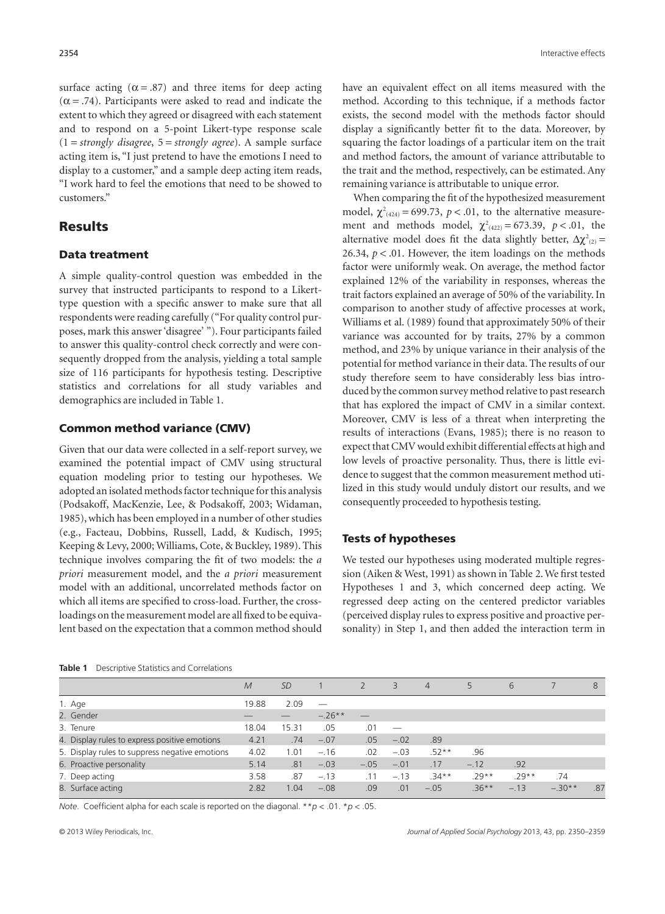surface acting ($\alpha = .87$) and three items for deep acting ($\alpha = .74$). Participants were asked to read and indicate the extent to which they agreed or disagreed with each statement and to respond on a 5-point Likert-type response scale (1 = *strongly disagree*, 5 = *strongly agree*). A sample surface acting item is, "I just pretend to have the emotions I need to display to a customer," and a sample deep acting item reads, "I work hard to feel the emotions that need to be showed to customers."

## Results

### Data treatment

A simple quality-control question was embedded in the survey that instructed participants to respond to a Likert-type question with a specific answer to make sure that all respondents were reading carefully ("For quality control purposes, mark this answer 'disagree' "). Four participants failed to answer this quality-control check correctly and were consequently dropped from the analysis, yielding a total sample size of 116 participants for hypothesis testing. Descriptive statistics and correlations for all study variables and demographics are included in Table 1.

### Common method variance (CMV)

Given that our data were collected in a self-report survey, we examined the potential impact of CMV using structural equation modeling prior to testing our hypotheses. We adopted an isolated methods factor technique for this analysis (Podsakoff, MacKenzie, Lee, & Podsakoff, 2003; Widaman, 1985), which has been employed in a number of other studies (e.g., Facteau, Dobbins, Russell, Ladd, & Kudisch, 1995; Keeping & Levy, 2000; Williams, Cote, & Buckley, 1989). This technique involves comparing the fit of two models: the *a priori* measurement model, and the *a priori* measurement model with an additional, uncorrelated methods factor on which all items are specified to cross-load. Further, the cross-loadings on the measurement model are all fixed to be equivalent based on the expectation that a common method should have an equivalent effect on all items measured with the method. According to this technique, if a methods factor exists, the second model with the methods factor should display a significantly better fit to the data. Moreover, by squaring the factor loadings of a particular item on the trait and method factors, the amount of variance attributable to the trait and the method, respectively, can be estimated. Any remaining variance is attributable to unique error.

When comparing the fit of the hypothesized measurement model, $\chi^2_{(424)} = 699.73$, $p < .01$, to the alternative measurement and methods model, $\chi^2_{(422)} = 673.39$, $p < .01$, the alternative model does fit the data slightly better, $\Delta\chi^2_{(2)} = 26.34$, $p < .01$. However, the item loadings on the methods factor were uniformly weak. On average, the method factor explained 12% of the variability in responses, whereas the trait factors explained an average of 50% of the variability. In comparison to another study of affective processes at work, Williams et al. (1989) found that approximately 50% of their variance was accounted for by traits, 27% by a common method, and 23% by unique variance in their analysis of the potential for method variance in their data. The results of our study therefore seem to have considerably less bias introduced by the common survey method relative to past research that has explored the impact of CMV in a similar context. Moreover, CMV is less of a threat when interpreting the results of interactions (Evans, 1985); there is no reason to expect that CMV would exhibit differential effects at high and low levels of proactive personality. Thus, there is little evidence to suggest that the common measurement method utilized in this study would unduly distort our results, and we consequently proceeded to hypothesis testing.

### Tests of hypotheses

We tested our hypotheses using moderated multiple regression (Aiken & West, 1991) as shown in Table 2. We first tested Hypotheses 1 and 3, which concerned deep acting. We regressed deep acting on the centered predictor variables (perceived display rules to express positive and proactive personality) in Step 1, and then added the interaction term in

**Table 1** Descriptive Statistics and Correlations

| | *M* | *SD* | 1 | 2 | 3 | 4 | 5 | 6 | 7 | 8 |
|---|---|---|---|---|---|---|---|---|---|---|
| 1. Age | 19.88 | 2.09 | — | | | | | | | |
| 2. Gender | — | — | −.26** | — | | | | | | |
| 3. Tenure | 18.04 | 15.31 | .05 | .01 | — | | | | | |
| 4. Display rules to express positive emotions | 4.21 | .74 | −.07 | .05 | −.02 | .89 | | | | |
| 5. Display rules to suppress negative emotions | 4.02 | 1.01 | −.16 | .02 | −.03 | .52** | .96 | | | |
| 6. Proactive personality | 5.14 | .81 | −.03 | −.05 | −.01 | .17 | −.12 | .92 | | |
| 7. Deep acting | 3.58 | .87 | −.13 | .11 | −.13 | .34** | .29** | .29** | .74 | |
| 8. Surface acting | 2.82 | 1.04 | −.08 | .09 | .01 | −.05 | .36** | −.13 | −.30** | .87 |

*Note*. Coefficient alpha for each scale is reported on the diagonal. \*\**p* < .01. \**p* < .05.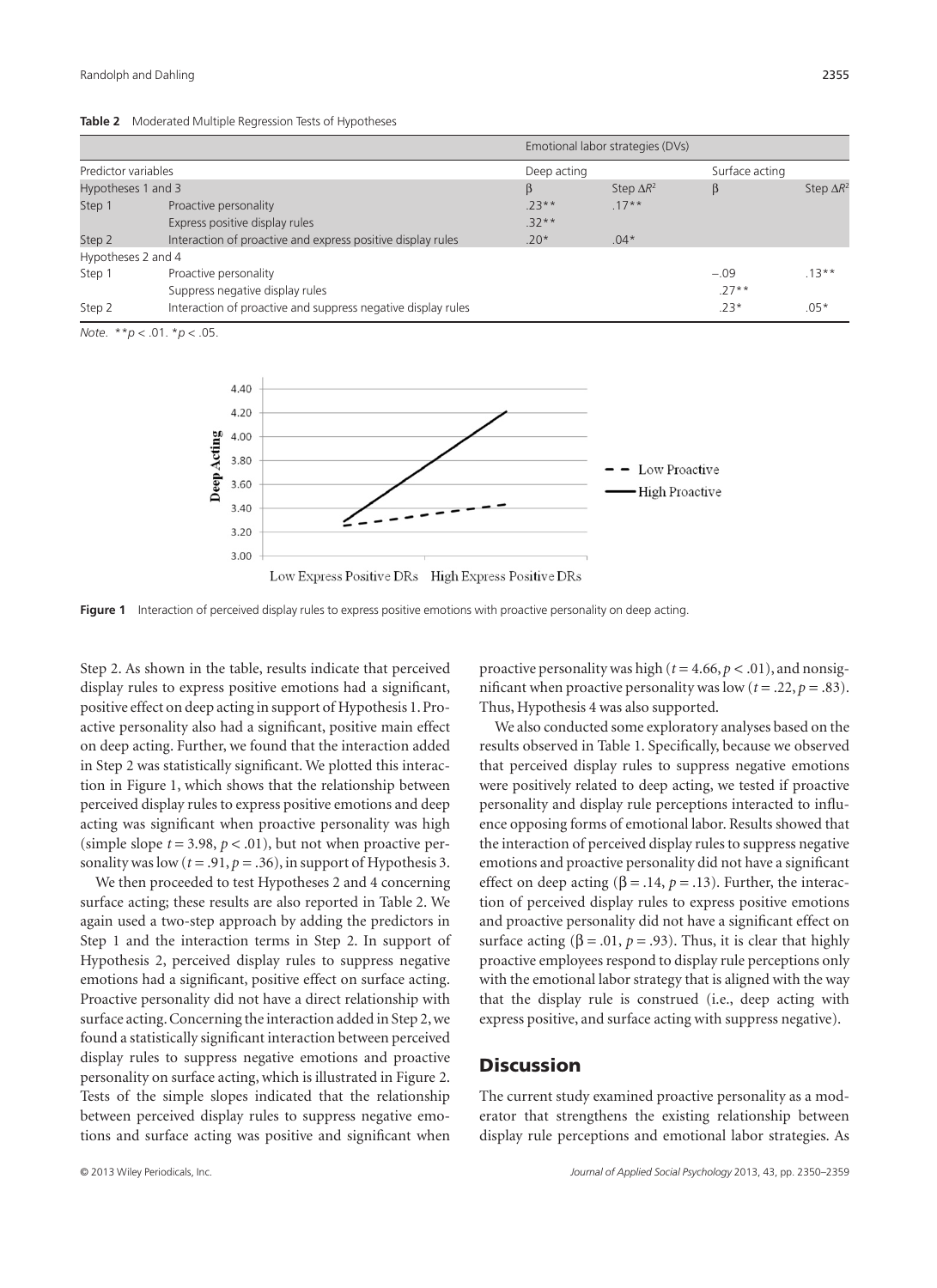**Table 2** Moderated Multiple Regression Tests of Hypotheses

| Predictor variables | | Emotional labor strategies (DVs) | | | |
|---|---|---|---|---|---|
| | | Deep acting | | Surface acting | |
| Hypotheses 1 and 3 | | β | Step $\Delta R^2$ | β | Step $\Delta R^2$ |
| Step 1 | Proactive personality | .23** | .17** | | |
| | Express positive display rules | .32** | | | |
| Step 2 | Interaction of proactive and express positive display rules | .20* | .04* | | |
| Hypotheses 2 and 4 | | | | | |
| Step 1 | Proactive personality | | | −.09 | .13** |
| | Suppress negative display rules | | | .27** | |
| Step 2 | Interaction of proactive and suppress negative display rules | | | .23* | .05* |

*Note.* $^{**}p < .01$. $^{*}p < .05$.

**Figure 1** Interaction of perceived display rules to express positive emotions with proactive personality on deep acting.

Step 2. As shown in the table, results indicate that perceived display rules to express positive emotions had a significant, positive effect on deep acting in support of Hypothesis 1. Proactive personality also had a significant, positive main effect on deep acting. Further, we found that the interaction added in Step 2 was statistically significant. We plotted this interaction in Figure 1, which shows that the relationship between perceived display rules to express positive emotions and deep acting was significant when proactive personality was high (simple slope $t = 3.98$, $p < .01$), but not when proactive personality was low ($t = .91$, $p = .36$), in support of Hypothesis 3.

We then proceeded to test Hypotheses 2 and 4 concerning surface acting; these results are also reported in Table 2. We again used a two-step approach by adding the predictors in Step 1 and the interaction terms in Step 2. In support of Hypothesis 2, perceived display rules to suppress negative emotions had a significant, positive effect on surface acting. Proactive personality did not have a direct relationship with surface acting. Concerning the interaction added in Step 2, we found a statistically significant interaction between perceived display rules to suppress negative emotions and proactive personality on surface acting, which is illustrated in Figure 2. Tests of the simple slopes indicated that the relationship between perceived display rules to suppress negative emotions and surface acting was positive and significant when proactive personality was high ($t = 4.66$, $p < .01$), and nonsignificant when proactive personality was low ($t = .22$, $p = .83$). Thus, Hypothesis 4 was also supported.

We also conducted some exploratory analyses based on the results observed in Table 1. Specifically, because we observed that perceived display rules to suppress negative emotions were positively related to deep acting, we tested if proactive personality and display rule perceptions interacted to influence opposing forms of emotional labor. Results showed that the interaction of perceived display rules to suppress negative emotions and proactive personality did not have a significant effect on deep acting ($\beta = .14$, $p = .13$). Further, the interaction of perceived display rules to express positive emotions and proactive personality did not have a significant effect on surface acting ($\beta = .01$, $p = .93$). Thus, it is clear that highly proactive employees respond to display rule perceptions only with the emotional labor strategy that is aligned with the way that the display rule is construed (i.e., deep acting with express positive, and surface acting with suppress negative).

## Discussion

The current study examined proactive personality as a moderator that strengthens the existing relationship between display rule perceptions and emotional labor strategies. As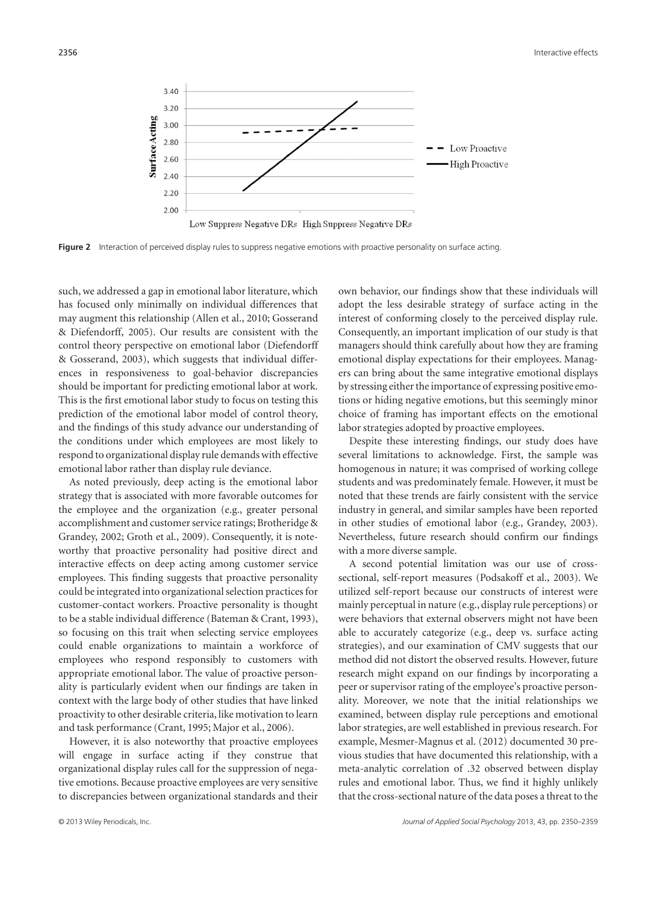**Figure 2** Interaction of perceived display rules to suppress negative emotions with proactive personality on surface acting.

such, we addressed a gap in emotional labor literature, which has focused only minimally on individual differences that may augment this relationship (Allen et al., 2010; Gosserand & Diefendorff, 2005). Our results are consistent with the control theory perspective on emotional labor (Diefendorff & Gosserand, 2003), which suggests that individual differences in responsiveness to goal-behavior discrepancies should be important for predicting emotional labor at work. This is the first emotional labor study to focus on testing this prediction of the emotional labor model of control theory, and the findings of this study advance our understanding of the conditions under which employees are most likely to respond to organizational display rule demands with effective emotional labor rather than display rule deviance.

As noted previously, deep acting is the emotional labor strategy that is associated with more favorable outcomes for the employee and the organization (e.g., greater personal accomplishment and customer service ratings; Brotheridge & Grandey, 2002; Groth et al., 2009). Consequently, it is noteworthy that proactive personality had positive direct and interactive effects on deep acting among customer service employees. This finding suggests that proactive personality could be integrated into organizational selection practices for customer-contact workers. Proactive personality is thought to be a stable individual difference (Bateman & Crant, 1993), so focusing on this trait when selecting service employees could enable organizations to maintain a workforce of employees who respond responsibly to customers with appropriate emotional labor. The value of proactive personality is particularly evident when our findings are taken in context with the large body of other studies that have linked proactivity to other desirable criteria, like motivation to learn and task performance (Crant, 1995; Major et al., 2006).

However, it is also noteworthy that proactive employees will engage in surface acting if they construe that organizational display rules call for the suppression of negative emotions. Because proactive employees are very sensitive to discrepancies between organizational standards and their own behavior, our findings show that these individuals will adopt the less desirable strategy of surface acting in the interest of conforming closely to the perceived display rule. Consequently, an important implication of our study is that managers should think carefully about how they are framing emotional display expectations for their employees. Managers can bring about the same integrative emotional displays by stressing either the importance of expressing positive emotions or hiding negative emotions, but this seemingly minor choice of framing has important effects on the emotional labor strategies adopted by proactive employees.

Despite these interesting findings, our study does have several limitations to acknowledge. First, the sample was homogenous in nature; it was comprised of working college students and was predominately female. However, it must be noted that these trends are fairly consistent with the service industry in general, and similar samples have been reported in other studies of emotional labor (e.g., Grandey, 2003). Nevertheless, future research should confirm our findings with a more diverse sample.

A second potential limitation was our use of cross-sectional, self-report measures (Podsakoff et al., 2003). We utilized self-report because our constructs of interest were mainly perceptual in nature (e.g., display rule perceptions) or were behaviors that external observers might not have been able to accurately categorize (e.g., deep vs. surface acting strategies), and our examination of CMV suggests that our method did not distort the observed results. However, future research might expand on our findings by incorporating a peer or supervisor rating of the employee's proactive personality. Moreover, we note that the initial relationships we examined, between display rule perceptions and emotional labor strategies, are well established in previous research. For example, Mesmer-Magnus et al. (2012) documented 30 previous studies that have documented this relationship, with a meta-analytic correlation of .32 observed between display rules and emotional labor. Thus, we find it highly unlikely that the cross-sectional nature of the data poses a threat to the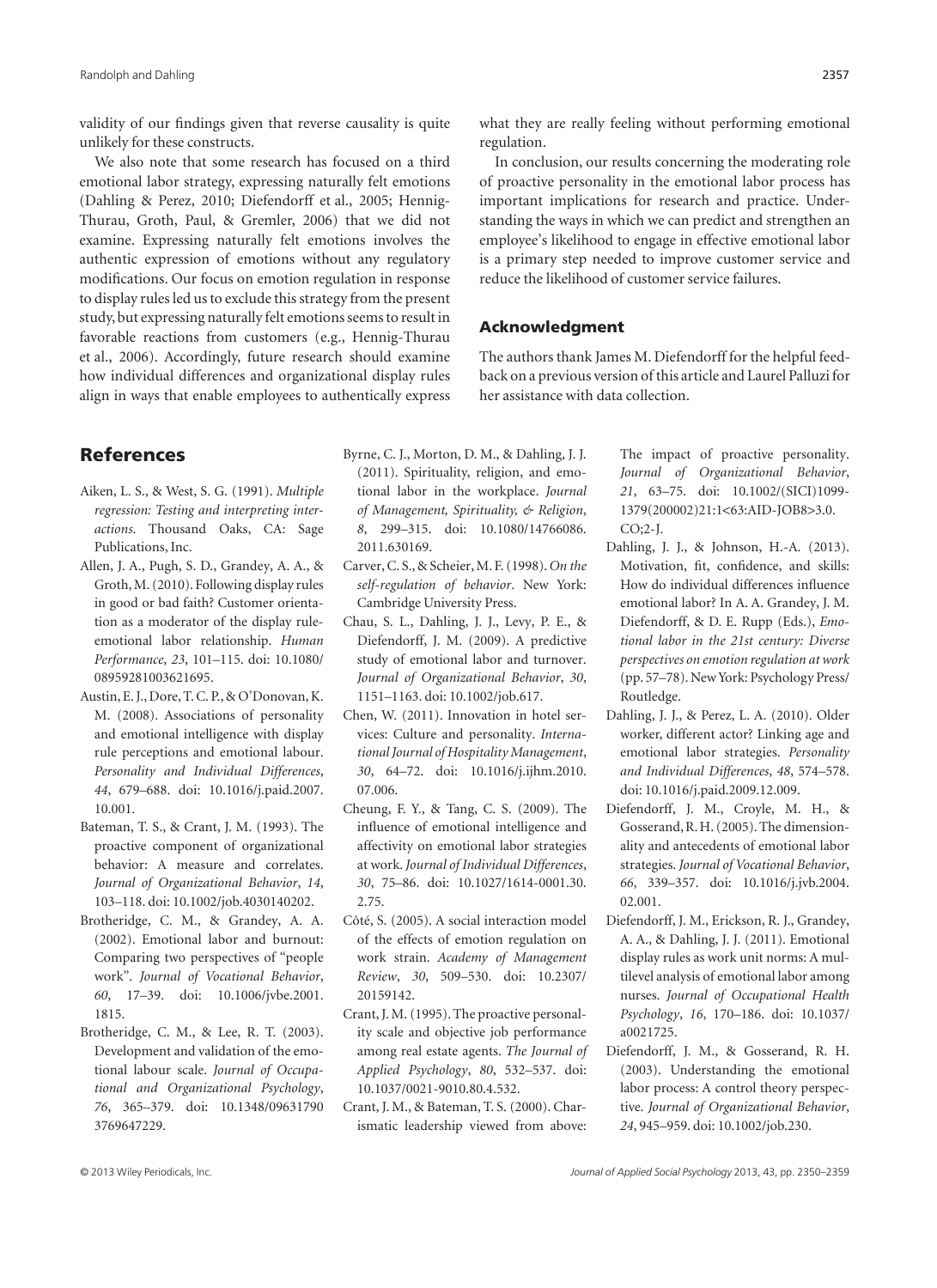validity of our findings given that reverse causality is quite unlikely for these constructs.

We also note that some research has focused on a third emotional labor strategy, expressing naturally felt emotions (Dahling & Perez, 2010; Diefendorff et al., 2005; Hennig-Thurau, Groth, Paul, & Gremler, 2006) that we did not examine. Expressing naturally felt emotions involves the authentic expression of emotions without any regulatory modifications. Our focus on emotion regulation in response to display rules led us to exclude this strategy from the present study, but expressing naturally felt emotions seems to result in favorable reactions from customers (e.g., Hennig-Thurau et al., 2006). Accordingly, future research should examine how individual differences and organizational display rules align in ways that enable employees to authentically express what they are really feeling without performing emotional regulation.

In conclusion, our results concerning the moderating role of proactive personality in the emotional labor process has important implications for research and practice. Understanding the ways in which we can predict and strengthen an employee's likelihood to engage in effective emotional labor is a primary step needed to improve customer service and reduce the likelihood of customer service failures.

## Acknowledgment

The authors thank James M. Diefendorff for the helpful feedback on a previous version of this article and Laurel Palluzi for her assistance with data collection.

## References

Aiken, L. S., & West, S. G. (1991). *Multiple regression: Testing and interpreting interactions*. Thousand Oaks, CA: Sage Publications, Inc.

Allen, J. A., Pugh, S. D., Grandey, A. A., & Groth, M. (2010). Following display rules in good or bad faith? Customer orientation as a moderator of the display rule-emotional labor relationship. *Human Performance*, *23*, 101–115. doi: 10.1080/08959281003621695.

Austin, E. J., Dore, T. C. P., & O'Donovan, K. M. (2008). Associations of personality and emotional intelligence with display rule perceptions and emotional labour. *Personality and Individual Differences*, *44*, 679–688. doi: 10.1016/j.paid.2007.10.001.

Bateman, T. S., & Crant, J. M. (1993). The proactive component of organizational behavior: A measure and correlates. *Journal of Organizational Behavior*, *14*, 103–118. doi: 10.1002/job.4030140202.

Brotheridge, C. M., & Grandey, A. A. (2002). Emotional labor and burnout: Comparing two perspectives of "people work". *Journal of Vocational Behavior*, *60*, 17–39. doi: 10.1006/jvbe.2001.1815.

Brotheridge, C. M., & Lee, R. T. (2003). Development and validation of the emotional labour scale. *Journal of Occupational and Organizational Psychology*, *76*, 365–379. doi: 10.1348/096317903769647229.

Byrne, C. J., Morton, D. M., & Dahling, J. J. (2011). Spirituality, religion, and emotional labor in the workplace. *Journal of Management, Spirituality, & Religion*, *8*, 299–315. doi: 10.1080/14766086.2011.630169.

Carver, C. S., & Scheier, M. F. (1998). *On the self-regulation of behavior*. New York: Cambridge University Press.

Chau, S. L., Dahling, J. J., Levy, P. E., & Diefendorff, J. M. (2009). A predictive study of emotional labor and turnover. *Journal of Organizational Behavior*, *30*, 1151–1163. doi: 10.1002/job.617.

Chen, W. (2011). Innovation in hotel services: Culture and personality. *International Journal of Hospitality Management*, *30*, 64–72. doi: 10.1016/j.ijhm.2010.07.006.

Cheung, F. Y., & Tang, C. S. (2009). The influence of emotional intelligence and affectivity on emotional labor strategies at work. *Journal of Individual Differences*, *30*, 75–86. doi: 10.1027/1614-0001.30.2.75.

Côté, S. (2005). A social interaction model of the effects of emotion regulation on work strain. *Academy of Management Review*, *30*, 509–530. doi: 10.2307/20159142.

Crant, J. M. (1995). The proactive personality scale and objective job performance among real estate agents. *The Journal of Applied Psychology*, *80*, 532–537. doi: 10.1037/0021-9010.80.4.532.

Crant, J. M., & Bateman, T. S. (2000). Charismatic leadership viewed from above: The impact of proactive personality. *Journal of Organizational Behavior*, *21*, 63–75. doi: 10.1002/(SICI)1099-1379(200002)21:1<63:AID-JOB8>3.0.CO;2-J.

Dahling, J. J., & Johnson, H.-A. (2013). Motivation, fit, confidence, and skills: How do individual differences influence emotional labor? In A. A. Grandey, J. M. Diefendorff, & D. E. Rupp (Eds.), *Emotional labor in the 21st century: Diverse perspectives on emotion regulation at work* (pp. 57–78). New York: Psychology Press/Routledge.

Dahling, J. J., & Perez, L. A. (2010). Older worker, different actor? Linking age and emotional labor strategies. *Personality and Individual Differences*, *48*, 574–578. doi: 10.1016/j.paid.2009.12.009.

Diefendorff, J. M., Croyle, M. H., & Gosserand, R. H. (2005). The dimensionality and antecedents of emotional labor strategies. *Journal of Vocational Behavior*, *66*, 339–357. doi: 10.1016/j.jvb.2004.02.001.

Diefendorff, J. M., Erickson, R. J., Grandey, A. A., & Dahling, J. J. (2011). Emotional display rules as work unit norms: A multilevel analysis of emotional labor among nurses. *Journal of Occupational Health Psychology*, *16*, 170–186. doi: 10.1037/a0021725.

Diefendorff, J. M., & Gosserand, R. H. (2003). Understanding the emotional labor process: A control theory perspective. *Journal of Organizational Behavior*, *24*, 945–959. doi: 10.1002/job.230.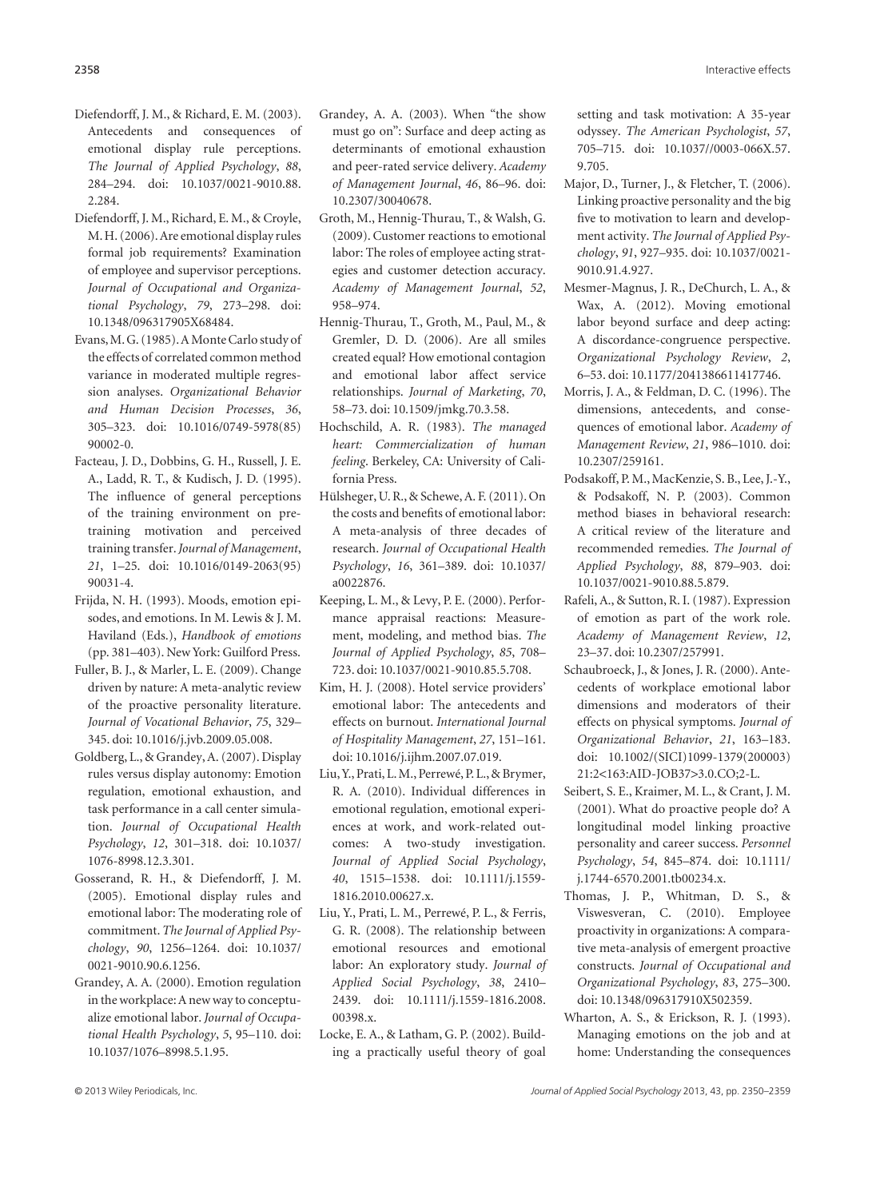Diefendorff, J. M., & Richard, E. M. (2003). Antecedents and consequences of emotional display rule perceptions. *The Journal of Applied Psychology*, *88*, 284–294. doi: 10.1037/0021-9010.88.2.284.

Diefendorff, J. M., Richard, E. M., & Croyle, M. H. (2006). Are emotional display rules formal job requirements? Examination of employee and supervisor perceptions. *Journal of Occupational and Organizational Psychology*, *79*, 273–298. doi: 10.1348/096317905X68484.

Evans, M. G. (1985). A Monte Carlo study of the effects of correlated common method variance in moderated multiple regression analyses. *Organizational Behavior and Human Decision Processes*, *36*, 305–323. doi: 10.1016/0749-5978(85)90002-0.

Facteau, J. D., Dobbins, G. H., Russell, J. E. A., Ladd, R. T., & Kudisch, J. D. (1995). The influence of general perceptions of the training environment on pretraining motivation and perceived training transfer. *Journal of Management*, *21*, 1–25. doi: 10.1016/0149-2063(95)90031-4.

Frijda, N. H. (1993). Moods, emotion episodes, and emotions. In M. Lewis & J. M. Haviland (Eds.), *Handbook of emotions* (pp. 381–403). New York: Guilford Press.

Fuller, B. J., & Marler, L. E. (2009). Change driven by nature: A meta-analytic review of the proactive personality literature. *Journal of Vocational Behavior*, *75*, 329–345. doi: 10.1016/j.jvb.2009.05.008.

Goldberg, L., & Grandey, A. (2007). Display rules versus display autonomy: Emotion regulation, emotional exhaustion, and task performance in a call center simulation. *Journal of Occupational Health Psychology*, *12*, 301–318. doi: 10.1037/1076-8998.12.3.301.

Gosserand, R. H., & Diefendorff, J. M. (2005). Emotional display rules and emotional labor: The moderating role of commitment. *The Journal of Applied Psychology*, *90*, 1256–1264. doi: 10.1037/0021-9010.90.6.1256.

Grandey, A. A. (2000). Emotion regulation in the workplace: A new way to conceptualize emotional labor. *Journal of Occupational Health Psychology*, *5*, 95–110. doi: 10.1037/1076–8998.5.1.95.

Grandey, A. A. (2003). When "the show must go on": Surface and deep acting as determinants of emotional exhaustion and peer-rated service delivery. *Academy of Management Journal*, *46*, 86–96. doi: 10.2307/30040678.

Groth, M., Hennig-Thurau, T., & Walsh, G. (2009). Customer reactions to emotional labor: The roles of employee acting strategies and customer detection accuracy. *Academy of Management Journal*, *52*, 958–974.

Hennig-Thurau, T., Groth, M., Paul, M., & Gremler, D. D. (2006). Are all smiles created equal? How emotional contagion and emotional labor affect service relationships. *Journal of Marketing*, *70*, 58–73. doi: 10.1509/jmkg.70.3.58.

Hochschild, A. R. (1983). *The managed heart: Commercialization of human feeling*. Berkeley, CA: University of California Press.

Hülsheger, U. R., & Schewe, A. F. (2011). On the costs and benefits of emotional labor: A meta-analysis of three decades of research. *Journal of Occupational Health Psychology*, *16*, 361–389. doi: 10.1037/a0022876.

Keeping, L. M., & Levy, P. E. (2000). Performance appraisal reactions: Measurement, modeling, and method bias. *The Journal of Applied Psychology*, *85*, 708–723. doi: 10.1037/0021-9010.85.5.708.

Kim, H. J. (2008). Hotel service providers' emotional labor: The antecedents and effects on burnout. *International Journal of Hospitality Management*, *27*, 151–161. doi: 10.1016/j.ijhm.2007.07.019.

Liu, Y., Prati, L. M., Perrewé, P. L., & Brymer, R. A. (2010). Individual differences in emotional regulation, emotional experiences at work, and work-related outcomes: A two-study investigation. *Journal of Applied Social Psychology*, *40*, 1515–1538. doi: 10.1111/j.1559-1816.2010.00627.x.

Liu, Y., Prati, L. M., Perrewé, P. L., & Ferris, G. R. (2008). The relationship between emotional resources and emotional labor: An exploratory study. *Journal of Applied Social Psychology*, *38*, 2410–2439. doi: 10.1111/j.1559-1816.2008.00398.x.

Locke, E. A., & Latham, G. P. (2002). Building a practically useful theory of goal setting and task motivation: A 35-year odyssey. *The American Psychologist*, *57*, 705–715. doi: 10.1037//0003-066X.57.9.705.

Major, D., Turner, J., & Fletcher, T. (2006). Linking proactive personality and the big five to motivation to learn and development activity. *The Journal of Applied Psychology*, *91*, 927–935. doi: 10.1037/0021-9010.91.4.927.

Mesmer-Magnus, J. R., DeChurch, L. A., & Wax, A. (2012). Moving emotional labor beyond surface and deep acting: A discordance-congruence perspective. *Organizational Psychology Review*, *2*, 6–53. doi: 10.1177/2041386611417746.

Morris, J. A., & Feldman, D. C. (1996). The dimensions, antecedents, and consequences of emotional labor. *Academy of Management Review*, *21*, 986–1010. doi: 10.2307/259161.

Podsakoff, P. M., MacKenzie, S. B., Lee, J.-Y., & Podsakoff, N. P. (2003). Common method biases in behavioral research: A critical review of the literature and recommended remedies. *The Journal of Applied Psychology*, *88*, 879–903. doi: 10.1037/0021-9010.88.5.879.

Rafeli, A., & Sutton, R. I. (1987). Expression of emotion as part of the work role. *Academy of Management Review*, *12*, 23–37. doi: 10.2307/257991.

Schaubroeck, J., & Jones, J. R. (2000). Antecedents of workplace emotional labor dimensions and moderators of their effects on physical symptoms. *Journal of Organizational Behavior*, *21*, 163–183. doi: 10.1002/(SICI)1099-1379(200003)21:2<163:AID-JOB37>3.0.CO;2-L.

Seibert, S. E., Kraimer, M. L., & Crant, J. M. (2001). What do proactive people do? A longitudinal model linking proactive personality and career success. *Personnel Psychology*, *54*, 845–874. doi: 10.1111/j.1744-6570.2001.tb00234.x.

Thomas, J. P., Whitman, D. S., & Viswesveran, C. (2010). Employee proactivity in organizations: A comparative meta-analysis of emergent proactive constructs. *Journal of Occupational and Organizational Psychology*, *83*, 275–300. doi: 10.1348/096317910X502359.

Wharton, A. S., & Erickson, R. J. (1993). Managing emotions on the job and at home: Understanding the consequences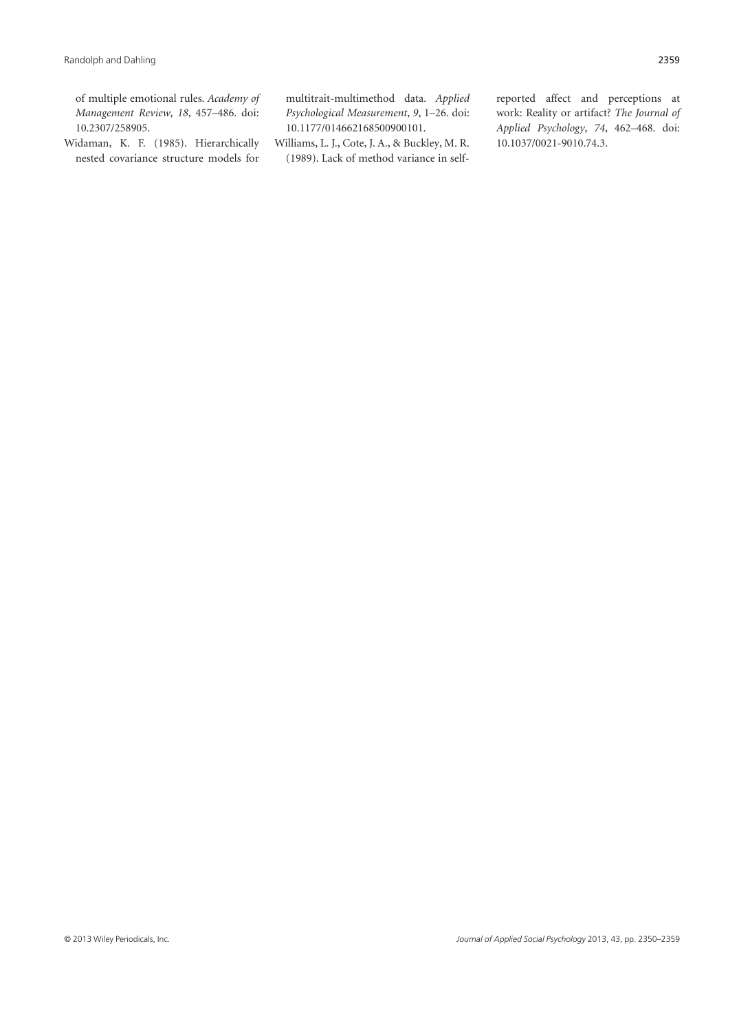of multiple emotional rules. *Academy of Management Review*, *18*, 457–486. doi: 10.2307/258905.

Widaman, K. F. (1985). Hierarchically nested covariance structure models for multitrait-multimethod data. *Applied Psychological Measurement*, *9*, 1–26. doi: 10.1177/014662168500900101.

Williams, L. J., Cote, J. A., & Buckley, M. R. (1989). Lack of method variance in self-reported affect and perceptions at work: Reality or artifact? *The Journal of Applied Psychology*, *74*, 462–468. doi: 10.1037/0021-9010.74.3.